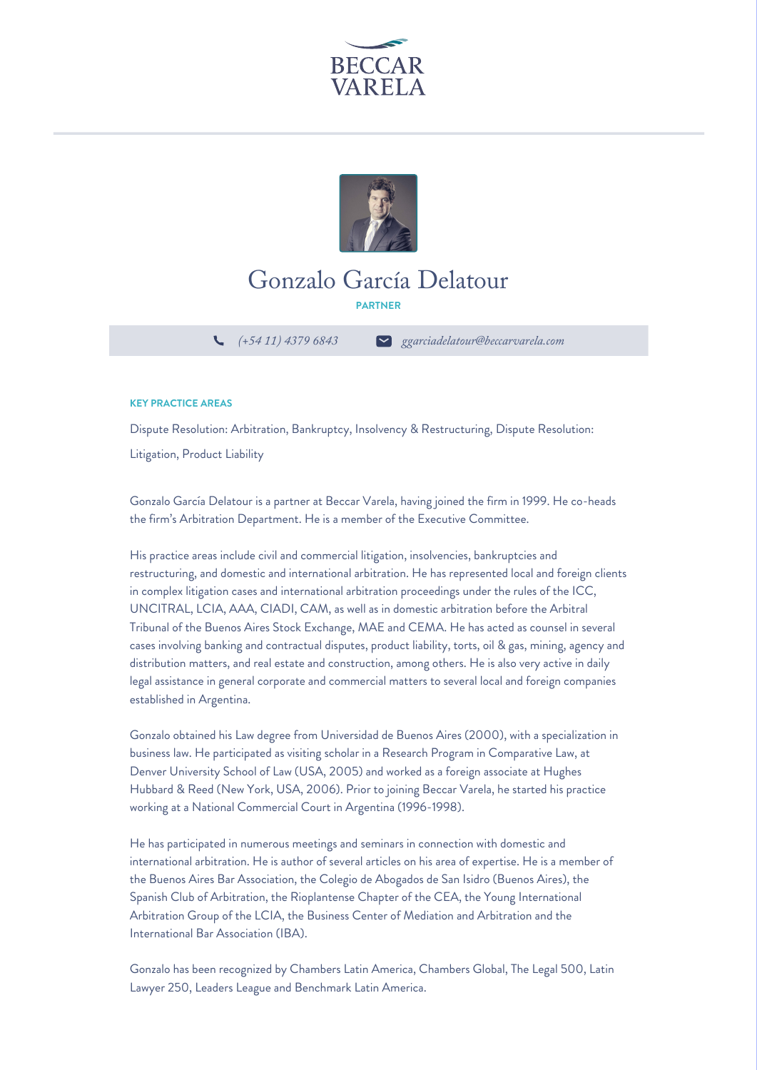BECCAR
VARELA

# Gonzalo García Delatour

**PARTNER**

*(+54 11) 4379 6843* *ggarciadelatour@beccarvarela.com*

### KEY PRACTICE AREAS

Dispute Resolution: Arbitration, Bankruptcy, Insolvency & Restructuring, Dispute Resolution: Litigation, Product Liability

Gonzalo García Delatour is a partner at Beccar Varela, having joined the firm in 1999. He co-heads the firm's Arbitration Department. He is a member of the Executive Committee.

His practice areas include civil and commercial litigation, insolvencies, bankruptcies and restructuring, and domestic and international arbitration. He has represented local and foreign clients in complex litigation cases and international arbitration proceedings under the rules of the ICC, UNCITRAL, LCIA, AAA, CIADI, CAM, as well as in domestic arbitration before the Arbitral Tribunal of the Buenos Aires Stock Exchange, MAE and CEMA. He has acted as counsel in several cases involving banking and contractual disputes, product liability, torts, oil & gas, mining, agency and distribution matters, and real estate and construction, among others. He is also very active in daily legal assistance in general corporate and commercial matters to several local and foreign companies established in Argentina.

Gonzalo obtained his Law degree from Universidad de Buenos Aires (2000), with a specialization in business law. He participated as visiting scholar in a Research Program in Comparative Law, at Denver University School of Law (USA, 2005) and worked as a foreign associate at Hughes Hubbard & Reed (New York, USA, 2006). Prior to joining Beccar Varela, he started his practice working at a National Commercial Court in Argentina (1996-1998).

He has participated in numerous meetings and seminars in connection with domestic and international arbitration. He is author of several articles on his area of expertise. He is a member of the Buenos Aires Bar Association, the Colegio de Abogados de San Isidro (Buenos Aires), the Spanish Club of Arbitration, the Rioplantense Chapter of the CEA, the Young International Arbitration Group of the LCIA, the Business Center of Mediation and Arbitration and the International Bar Association (IBA).

Gonzalo has been recognized by Chambers Latin America, Chambers Global, The Legal 500, Latin Lawyer 250, Leaders League and Benchmark Latin America.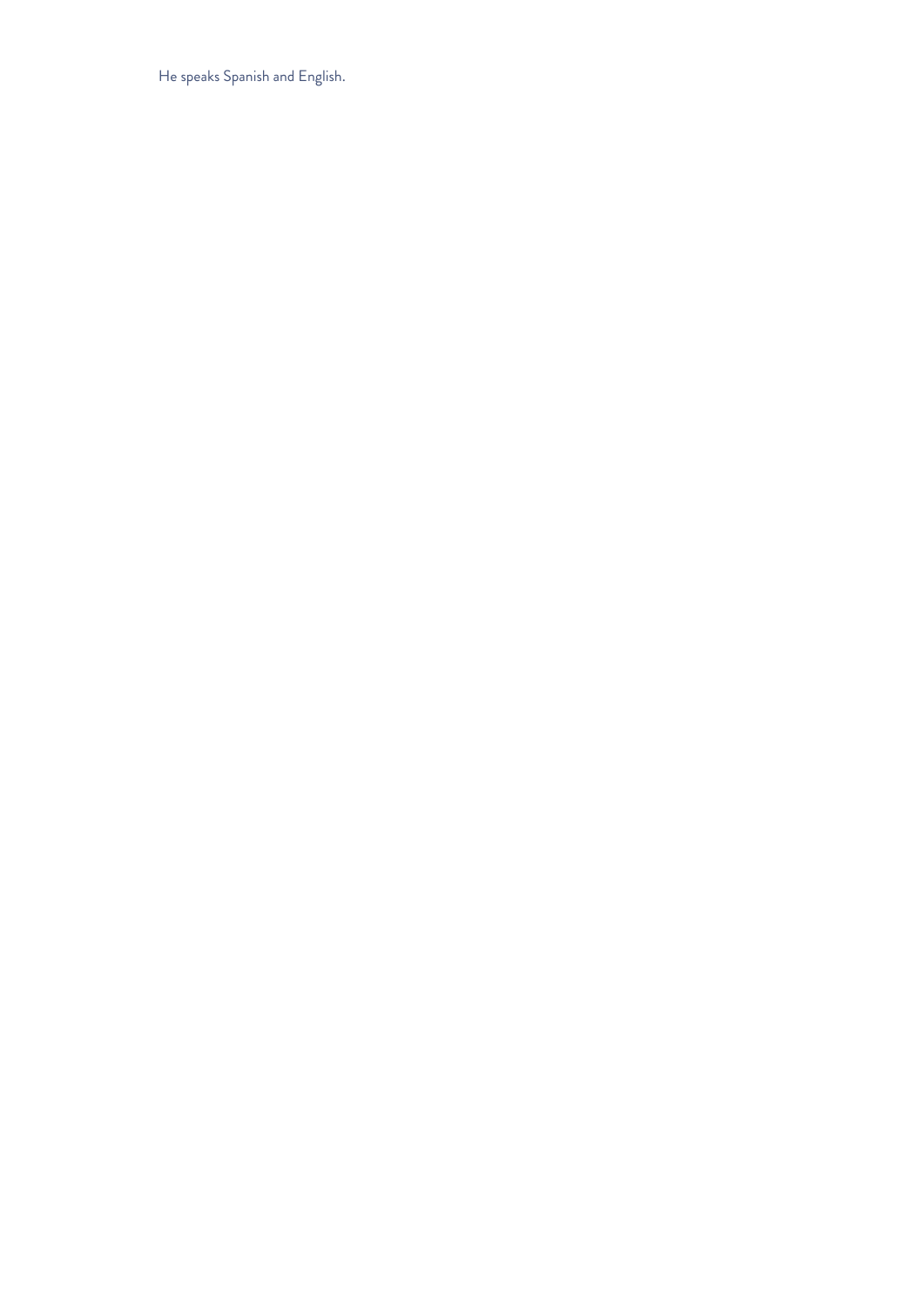He speaks Spanish and English.